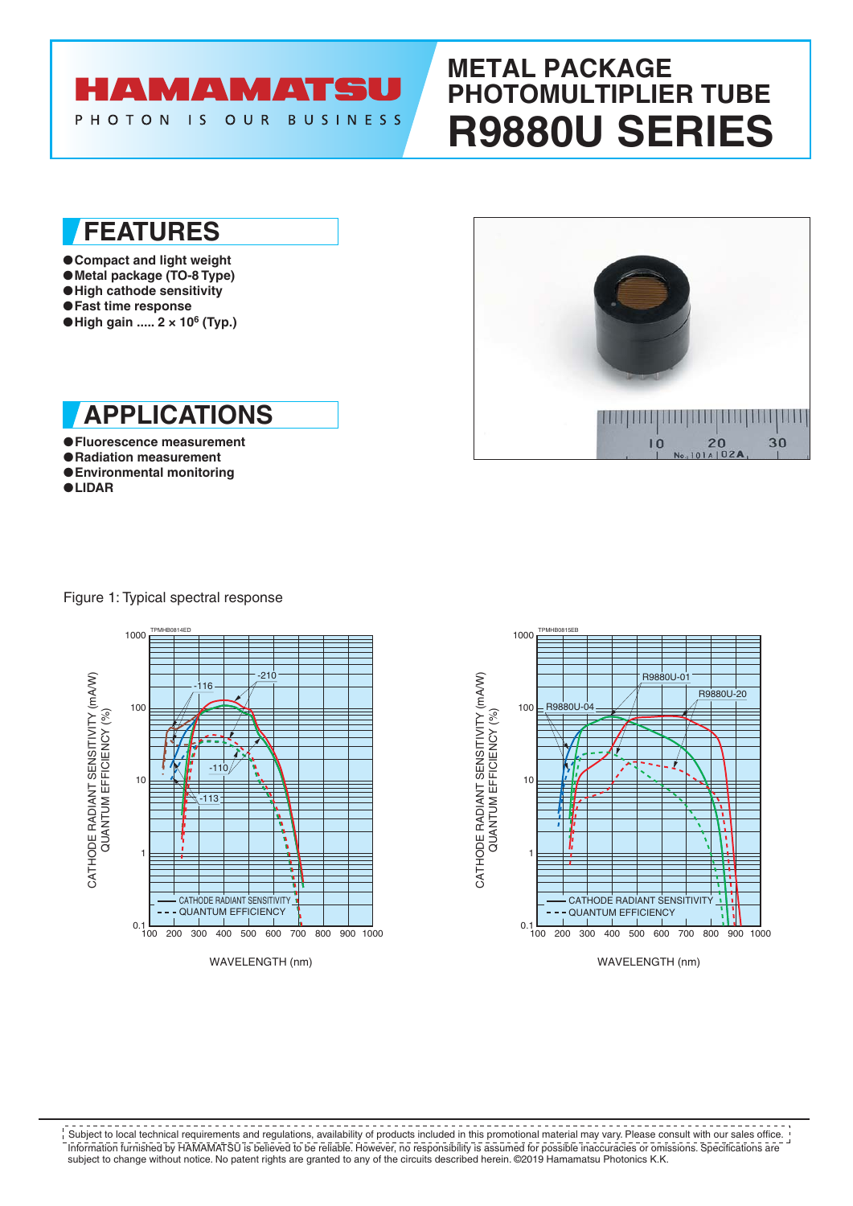# HAMAMATSU

PHOTON IS OUR BUSINESS

# METAL PACKAGE PHOTOMULTIPLIER TUBE
# R9880U SERIES

## FEATURES

- Compact and light weight
- Metal package (TO-8 Type)
- High cathode sensitivity
- Fast time response
- High gain ..... $2 \times 10^6$ (Typ.)

## APPLICATIONS

- Fluorescence measurement
- Radiation measurement
- Environmental monitoring
- LIDAR

Figure 1: Typical spectral response

Subject to local technical requirements and regulations, availability of products included in this promotional material may vary. Please consult with our sales office. Information furnished by HAMAMATSU is believed to be reliable. However, no responsibility is assumed for possible inaccuracies or omissions. Specifications are subject to change without notice. No patent rights are granted to any of the circuits described herein. ©2019 Hamamatsu Photonics K.K.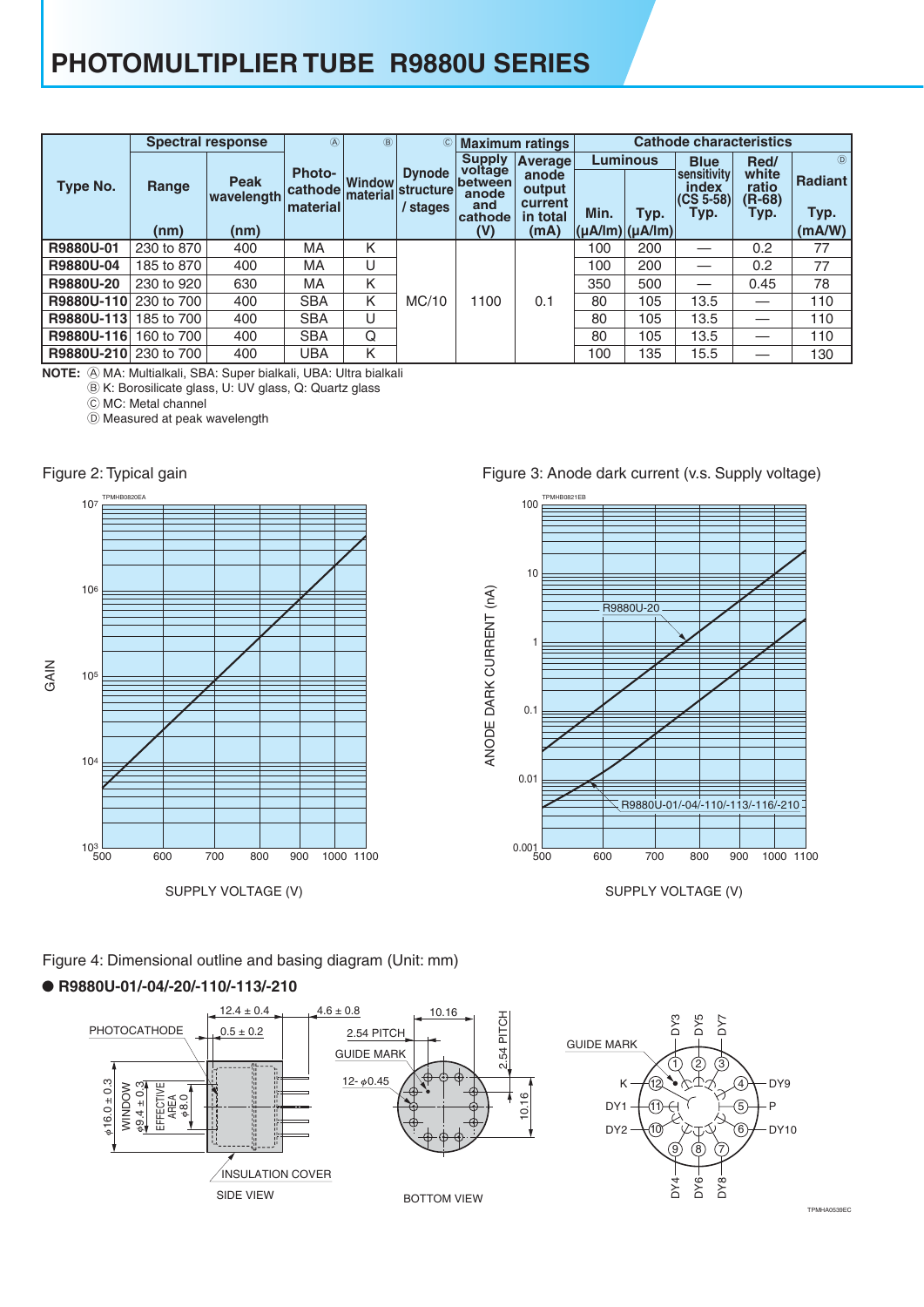# PHOTOMULTIPLIER TUBE R9880U SERIES

| Type No. | Spectral response | | Photo-cathode material Ⓐ | Window material Ⓑ | Dynode structure / stages Ⓒ | Maximum ratings | | Cathode characteristics | | | | |
|---|---|---|---|---|---|---|---|---|---|---|---|---|
| | Range | Peak wavelength | | | | Supply voltage between anode and cathode | Average anode output current in total | Luminous | | Blue sensitivity index (CS 5-58) | Red/white ratio (R-68) | Radiant Ⓓ |
| | (nm) | (nm) | | | | (V) | (mA) | Min. (μA/lm) | Typ. (μA/lm) | Typ. | Typ. | Typ. (mA/W) |
| R9880U-01 | 230 to 870 | 400 | MA | K | MC/10 | 1100 | 0.1 | 100 | 200 | — | 0.2 | 77 |
| R9880U-04 | 185 to 870 | 400 | MA | U | MC/10 | 1100 | 0.1 | 100 | 200 | — | 0.2 | 77 |
| R9880U-20 | 230 to 920 | 630 | MA | K | MC/10 | 1100 | 0.1 | 350 | 500 | — | 0.45 | 78 |
| R9880U-110 | 230 to 700 | 400 | SBA | K | MC/10 | 1100 | 0.1 | 80 | 105 | 13.5 | — | 110 |
| R9880U-113 | 185 to 700 | 400 | SBA | U | MC/10 | 1100 | 0.1 | 80 | 105 | 13.5 | — | 110 |
| R9880U-116 | 160 to 700 | 400 | SBA | Q | MC/10 | 1100 | 0.1 | 80 | 105 | 13.5 | — | 110 |
| R9880U-210 | 230 to 700 | 400 | UBA | K | MC/10 | 1100 | 0.1 | 100 | 135 | 15.5 | — | 130 |

**NOTE:** Ⓐ MA: Multialkali, SBA: Super bialkali, UBA: Ultra bialkali
Ⓑ K: Borosilicate glass, U: UV glass, Q: Quartz glass
Ⓒ MC: Metal channel
Ⓓ Measured at peak wavelength

Figure 2: Typical gain

Figure 3: Anode dark current (v.s. Supply voltage)

Figure 4: Dimensional outline and basing diagram (Unit: mm)

● **R9880U-01/-04/-20/-110/-113/-210**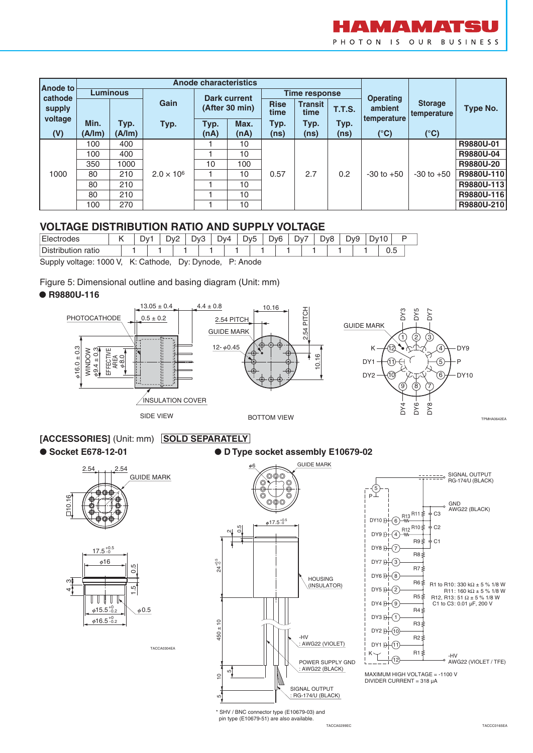| Anode to cathode supply voltage | Anode characteristics | | | | | | | | Operating ambient temperature | Storage temperature | Type No. |
|---|---|---|---|---|---|---|---|---|---|---|---|
| | Luminous | | Gain | Dark current (After 30 min) | | Time response | | | | | |
| | Min. | Typ. | Typ. | Typ. | Max. | Rise time Typ. | Transit time Typ. | T.T.S. Typ. | | | |
| (V) | (A/lm) | (A/lm) | | (nA) | (nA) | (ns) | (ns) | (ns) | (°C) | (°C) | |
| 1000 | 100 | 400 | $2.0 \times 10^6$ | 1 | 10 | 0.57 | 2.7 | 0.2 | -30 to +50 | -30 to +50 | **R9880U-01** |
| | 100 | 400 | | 1 | 10 | | | | | | **R9880U-04** |
| | 350 | 1000 | | 10 | 100 | | | | | | **R9880U-20** |
| | 80 | 210 | | 1 | 10 | | | | | | **R9880U-110** |
| | 80 | 210 | | 1 | 10 | | | | | | **R9880U-113** |
| | 80 | 210 | | 1 | 10 | | | | | | **R9880U-116** |
| | 100 | 270 | | 1 | 10 | | | | | | **R9880U-210** |

## VOLTAGE DISTRIBUTION RATIO AND SUPPLY VOLTAGE

| Electrodes | K | Dy1 | Dy2 | Dy3 | Dy4 | Dy5 | Dy6 | Dy7 | Dy8 | Dy9 | Dy10 | P |
|---|---|---|---|---|---|---|---|---|---|---|---|---|
| Distribution ratio | 1 | 1 | 1 | 1 | 1 | 1 | 1 | 1 | 1 | 1 | 0.5 | |

Supply voltage: 1000 V, K: Cathode, Dy: Dynode, P: Anode

Figure 5: Dimensional outline and basing diagram (Unit: mm)

- **R9880U-116**

## [ACCESSORIES] (Unit: mm) SOLD SEPARATELY

- **Socket E678-12-01**
- **D Type socket assembly E10679-02**

R1 to R10: 330 kΩ ± 5 % 1/8 W
R11: 160 kΩ ± 5 % 1/8 W
R12, R13: 51 Ω ± 5 % 1/8 W
C1 to C3: 0.01 μF, 200 V

MAXIMUM HIGH VOLTAGE = -1100 V
DIVIDER CURRENT = 318 μA

\* SHV / BNC connector type (E10679-03) and pin type (E10679-51) are also available.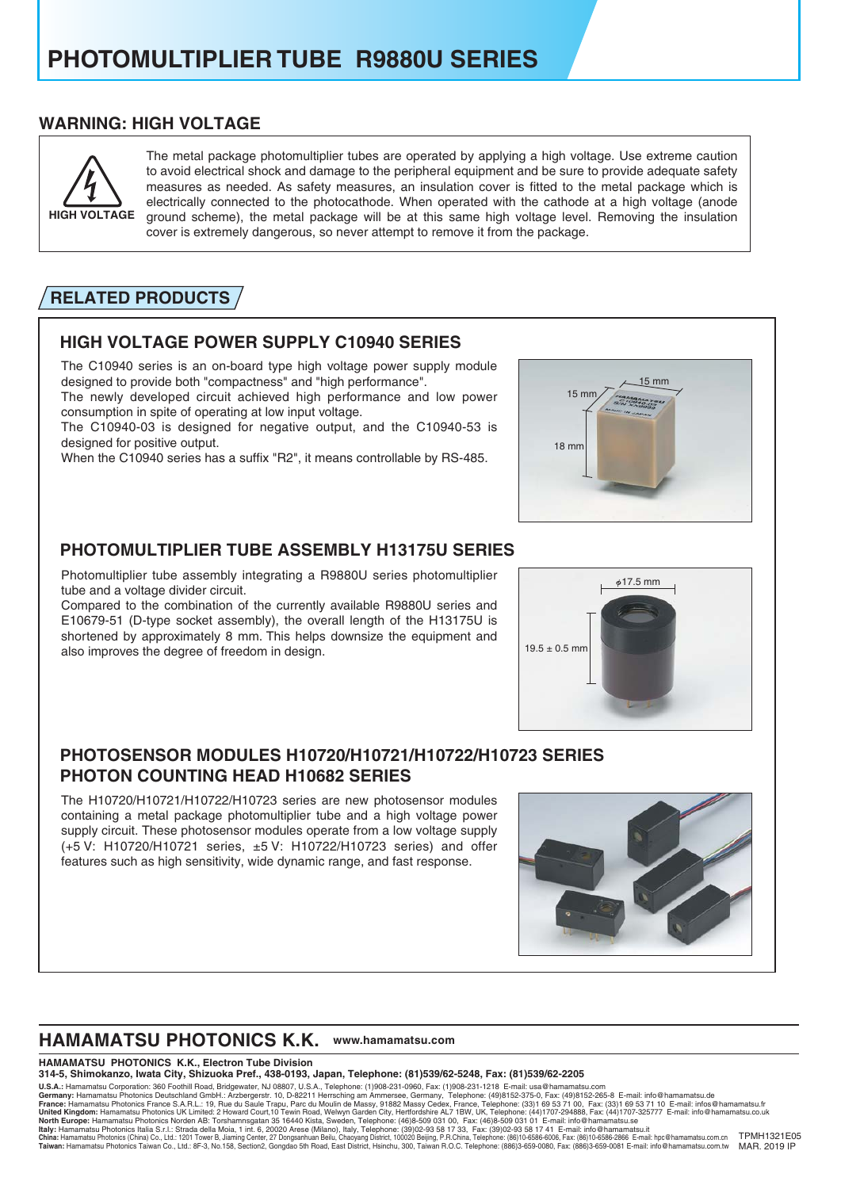# PHOTOMULTIPLIER TUBE R9880U SERIES

## WARNING: HIGH VOLTAGE

HIGH VOLTAGE

The metal package photomultiplier tubes are operated by applying a high voltage. Use extreme caution to avoid electrical shock and damage to the peripheral equipment and be sure to provide adequate safety measures as needed. As safety measures, an insulation cover is fitted to the metal package which is electrically connected to the photocathode. When operated with the cathode at a high voltage (anode ground scheme), the metal package will be at this same high voltage level. Removing the insulation cover is extremely dangerous, so never attempt to remove it from the package.

## RELATED PRODUCTS

### HIGH VOLTAGE POWER SUPPLY C10940 SERIES

The C10940 series is an on-board type high voltage power supply module designed to provide both "compactness" and "high performance".
The newly developed circuit achieved high performance and low power consumption in spite of operating at low input voltage.
The C10940-03 is designed for negative output, and the C10940-53 is designed for positive output.
When the C10940 series has a suffix "R2", it means controllable by RS-485.

15 mm
15 mm
18 mm

### PHOTOMULTIPLIER TUBE ASSEMBLY H13175U SERIES

Photomultiplier tube assembly integrating a R9880U series photomultiplier tube and a voltage divider circuit.
Compared to the combination of the currently available R9880U series and E10679-51 (D-type socket assembly), the overall length of the H13175U is shortened by approximately 8 mm. This helps downsize the equipment and also improves the degree of freedom in design.

ϕ17.5 mm
19.5 ± 0.5 mm

### PHOTOSENSOR MODULES H10720/H10721/H10722/H10723 SERIES
### PHOTON COUNTING HEAD H10682 SERIES

The H10720/H10721/H10722/H10723 series are new photosensor modules containing a metal package photomultiplier tube and a high voltage power supply circuit. These photosensor modules operate from a low voltage supply (+5 V: H10720/H10721 series, ±5 V: H10722/H10723 series) and offer features such as high sensitivity, wide dynamic range, and fast response.

## HAMAMATSU PHOTONICS K.K. www.hamamatsu.com

**HAMAMATSU PHOTONICS K.K., Electron Tube Division**
**314-5, Shimokanzo, Iwata City, Shizuoka Pref., 438-0193, Japan, Telephone: (81)539/62-5248, Fax: (81)539/62-2205**

**U.S.A.:** Hamamatsu Corporation: 360 Foothill Road, Bridgewater, NJ 08807, U.S.A., Telephone: (1)908-231-0960, Fax: (1)908-231-1218 E-mail: usa@hamamatsu.com
**Germany:** Hamamatsu Photonics Deutschland GmbH.: Arzbergerstr. 10, D-82211 Herrsching am Ammersee, Germany, Telephone: (49)8152-375-0, Fax: (49)8152-265-8 E-mail: info@hamamatsu.de
**France:** Hamamatsu Photonics France S.A.R.L.: 19, Rue du Saule Trapu, Parc du Moulin de Massy, 91882 Massy Cedex, France, Telephone: (33)1 69 53 71 00, Fax: (33)1 69 53 71 10 E-mail: infos@hamamatsu.fr
**United Kingdom:** Hamamatsu Photonics UK Limited: 2 Howard Court,10 Tewin Road, Welwyn Garden City, Hertfordshire AL7 1BW, UK, Telephone: (44)1707-294888, Fax: (44)1707-325777 E-mail: info@hamamatsu.co.uk
**North Europe:** Hamamatsu Photonics Norden AB: Torshamnsgatan 35 16440 Kista, Sweden, Telephone: (46)8-509 031 00, Fax: (46)8-509 031 01 E-mail: info@hamamatsu.se
**Italy:** Hamamatsu Photonics Italia S.r.l.: Strada della Moia, 1 int. 6, 20020 Arese (Milano), Italy, Telephone: (39)02-93 58 17 33, Fax: (39)02-93 58 17 41 E-mail: info@hamamatsu.it
**China:** Hamamatsu Photonics (China) Co., Ltd.: 1201 Tower B, Jiaming Center, 27 Dongsanhuan Beilu, Chaoyang District, 100020 Beijing, P.R.China, Telephone: (86)10-6586-6006, Fax: (86)10-6586-2866 E-mail: hpc@hamamatsu.com.cn
**Taiwan:** Hamamatsu Photonics Taiwan Co., Ltd.: 8F-3, No.158, Section2, Gongdao 5th Road, East District, Hsinchu, 300, Taiwan R.O.C. Telephone: (886)3-659-0080, Fax: (886)3-659-0081 E-mail: info@hamamatsu.com.tw

TPMH1321E05
MAR. 2019 IP